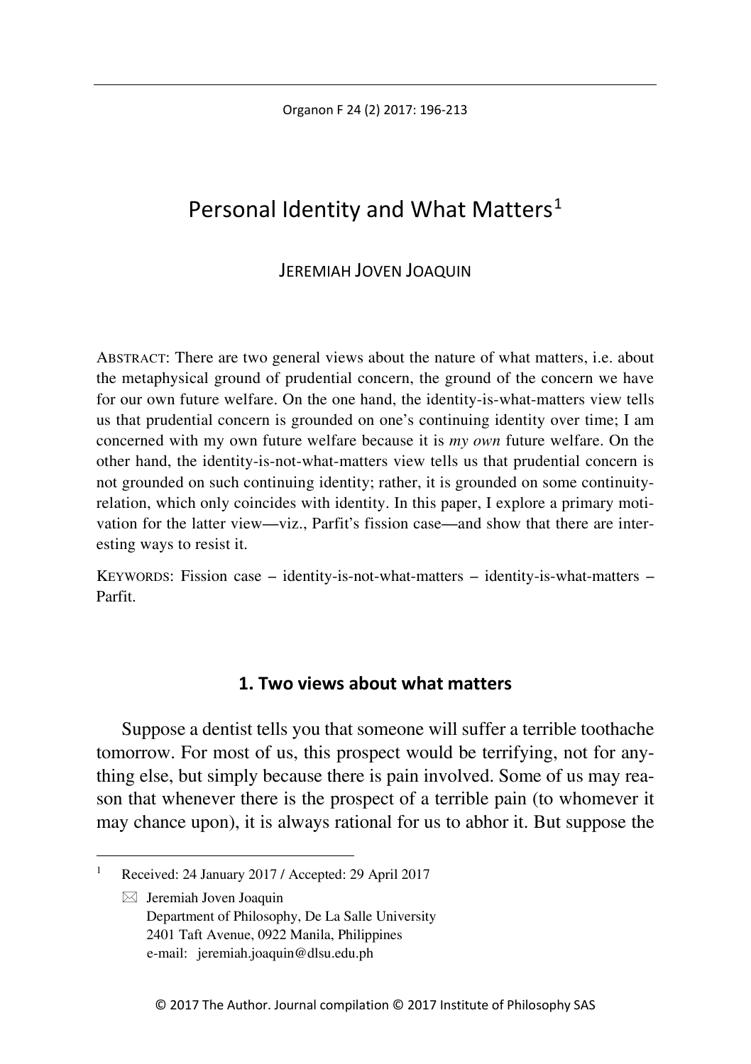# Personal Identity and What Matters[1]

JEREMIAH JOVEN JOAQUIN

ABSTRACT: There are two general views about the nature of what matters, i.e. about the metaphysical ground of prudential concern, the ground of the concern we have for our own future welfare. On the one hand, the identity-is-what-matters view tells us that prudential concern is grounded on one's continuing identity over time; I am concerned with my own future welfare because it is *my own* future welfare. On the other hand, the identity-is-not-what-matters view tells us that prudential concern is not grounded on such continuing identity; rather, it is grounded on some continuity-relation, which only coincides with identity. In this paper, I explore a primary motivation for the latter view—viz., Parfit's fission case—and show that there are interesting ways to resist it.

KEYWORDS: Fission case – identity-is-not-what-matters – identity-is-what-matters – Parfit.

## 1. Two views about what matters

Suppose a dentist tells you that someone will suffer a terrible toothache tomorrow. For most of us, this prospect would be terrifying, not for anything else, but simply because there is pain involved. Some of us may reason that whenever there is the prospect of a terrible pain (to whomever it may chance upon), it is always rational for us to abhor it. But suppose the

---

[1] Received: 24 January 2017 / Accepted: 29 April 2017

✉ Jeremiah Joven Joaquin
Department of Philosophy, De La Salle University
2401 Taft Avenue, 0922 Manila, Philippines
e-mail: jeremiah.joaquin@dlsu.edu.ph

© 2017 The Author. Journal compilation © 2017 Institute of Philosophy SAS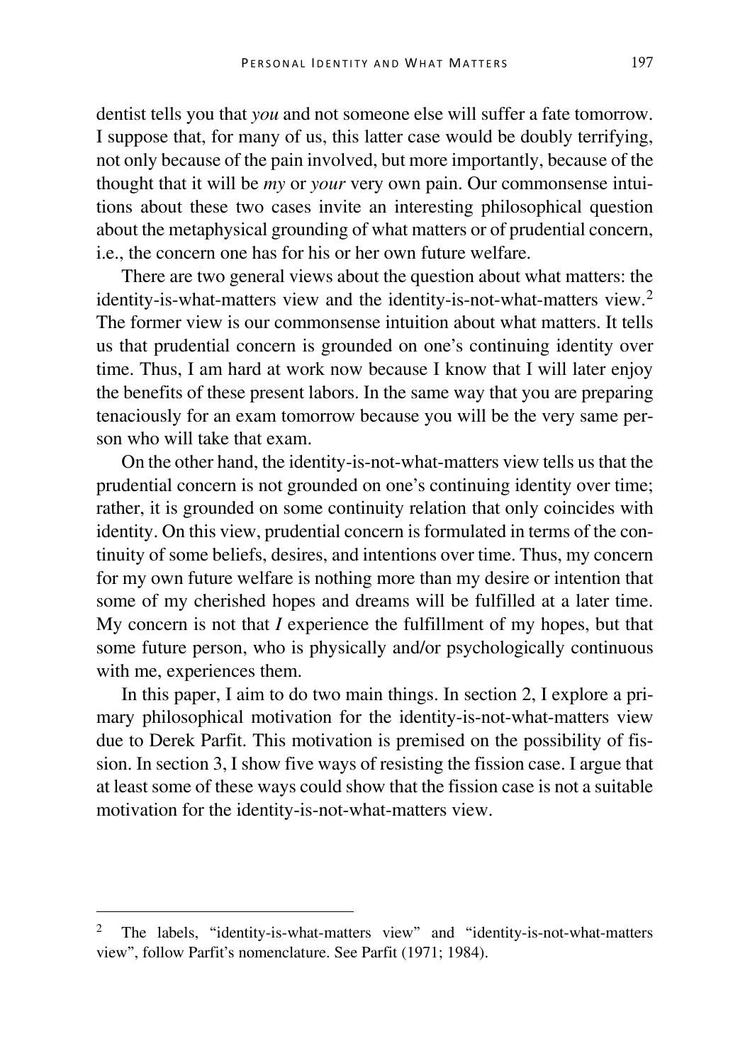dentist tells you that *you* and not someone else will suffer a fate tomorrow. I suppose that, for many of us, this latter case would be doubly terrifying, not only because of the pain involved, but more importantly, because of the thought that it will be *my* or *your* very own pain. Our commonsense intuitions about these two cases invite an interesting philosophical question about the metaphysical grounding of what matters or of prudential concern, i.e., the concern one has for his or her own future welfare.

There are two general views about the question about what matters: the identity-is-what-matters view and the identity-is-not-what-matters view.[2] The former view is our commonsense intuition about what matters. It tells us that prudential concern is grounded on one's continuing identity over time. Thus, I am hard at work now because I know that I will later enjoy the benefits of these present labors. In the same way that you are preparing tenaciously for an exam tomorrow because you will be the very same person who will take that exam.

On the other hand, the identity-is-not-what-matters view tells us that the prudential concern is not grounded on one's continuing identity over time; rather, it is grounded on some continuity relation that only coincides with identity. On this view, prudential concern is formulated in terms of the continuity of some beliefs, desires, and intentions over time. Thus, my concern for my own future welfare is nothing more than my desire or intention that some of my cherished hopes and dreams will be fulfilled at a later time. My concern is not that *I* experience the fulfillment of my hopes, but that some future person, who is physically and/or psychologically continuous with me, experiences them.

In this paper, I aim to do two main things. In section 2, I explore a primary philosophical motivation for the identity-is-not-what-matters view due to Derek Parfit. This motivation is premised on the possibility of fission. In section 3, I show five ways of resisting the fission case. I argue that at least some of these ways could show that the fission case is not a suitable motivation for the identity-is-not-what-matters view.

---

[2] The labels, "identity-is-what-matters view" and "identity-is-not-what-matters view", follow Parfit's nomenclature. See Parfit (1971; 1984).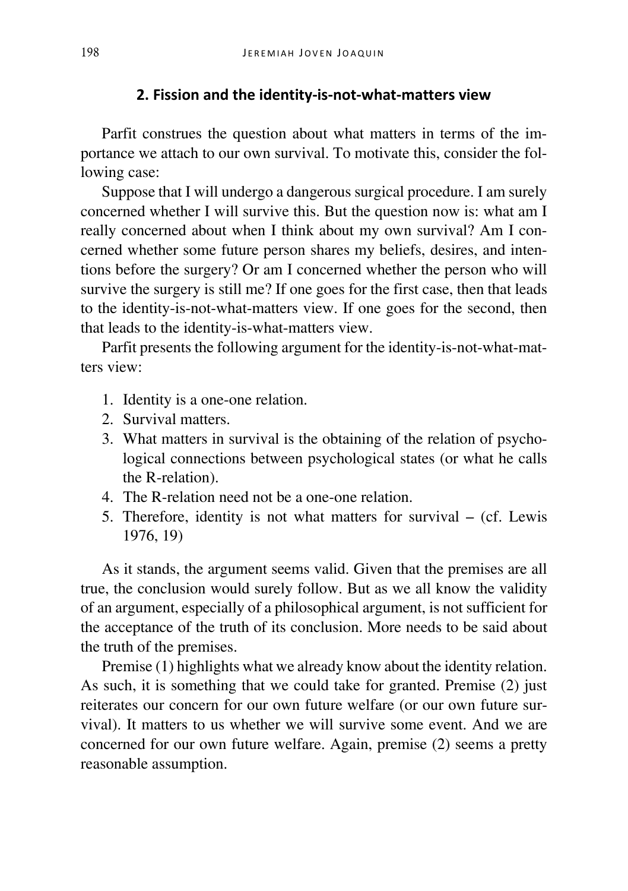## 2. Fission and the identity-is-not-what-matters view

Parfit construes the question about what matters in terms of the importance we attach to our own survival. To motivate this, consider the following case:

Suppose that I will undergo a dangerous surgical procedure. I am surely concerned whether I will survive this. But the question now is: what am I really concerned about when I think about my own survival? Am I concerned whether some future person shares my beliefs, desires, and intentions before the surgery? Or am I concerned whether the person who will survive the surgery is still me? If one goes for the first case, then that leads to the identity-is-not-what-matters view. If one goes for the second, then that leads to the identity-is-what-matters view.

Parfit presents the following argument for the identity-is-not-what-matters view:

1. Identity is a one-one relation.
2. Survival matters.
3. What matters in survival is the obtaining of the relation of psychological connections between psychological states (or what he calls the R-relation).
4. The R-relation need not be a one-one relation.
5. Therefore, identity is not what matters for survival – (cf. Lewis 1976, 19)

As it stands, the argument seems valid. Given that the premises are all true, the conclusion would surely follow. But as we all know the validity of an argument, especially of a philosophical argument, is not sufficient for the acceptance of the truth of its conclusion. More needs to be said about the truth of the premises.

Premise (1) highlights what we already know about the identity relation. As such, it is something that we could take for granted. Premise (2) just reiterates our concern for our own future welfare (or our own future survival). It matters to us whether we will survive some event. And we are concerned for our own future welfare. Again, premise (2) seems a pretty reasonable assumption.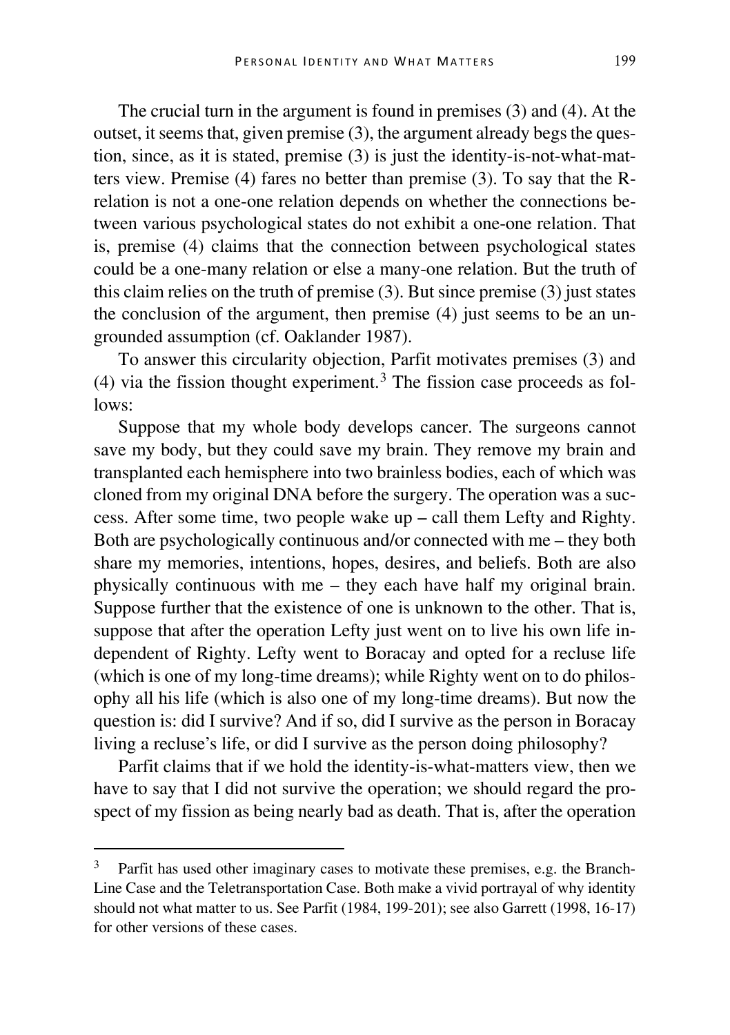The crucial turn in the argument is found in premises (3) and (4). At the outset, it seems that, given premise (3), the argument already begs the question, since, as it is stated, premise (3) is just the identity-is-not-what-matters view. Premise (4) fares no better than premise (3). To say that the R-relation is not a one-one relation depends on whether the connections between various psychological states do not exhibit a one-one relation. That is, premise (4) claims that the connection between psychological states could be a one-many relation or else a many-one relation. But the truth of this claim relies on the truth of premise (3). But since premise (3) just states the conclusion of the argument, then premise (4) just seems to be an ungrounded assumption (cf. Oaklander 1987).

To answer this circularity objection, Parfit motivates premises (3) and (4) via the fission thought experiment.[3] The fission case proceeds as follows:

Suppose that my whole body develops cancer. The surgeons cannot save my body, but they could save my brain. They remove my brain and transplanted each hemisphere into two brainless bodies, each of which was cloned from my original DNA before the surgery. The operation was a success. After some time, two people wake up – call them Lefty and Righty. Both are psychologically continuous and/or connected with me – they both share my memories, intentions, hopes, desires, and beliefs. Both are also physically continuous with me – they each have half my original brain. Suppose further that the existence of one is unknown to the other. That is, suppose that after the operation Lefty just went on to live his own life independent of Righty. Lefty went to Boracay and opted for a recluse life (which is one of my long-time dreams); while Righty went on to do philosophy all his life (which is also one of my long-time dreams). But now the question is: did I survive? And if so, did I survive as the person in Boracay living a recluse's life, or did I survive as the person doing philosophy?

Parfit claims that if we hold the identity-is-what-matters view, then we have to say that I did not survive the operation; we should regard the prospect of my fission as being nearly bad as death. That is, after the operation

[3] Parfit has used other imaginary cases to motivate these premises, e.g. the Branch-Line Case and the Teletransportation Case. Both make a vivid portrayal of why identity should not what matter to us. See Parfit (1984, 199-201); see also Garrett (1998, 16-17) for other versions of these cases.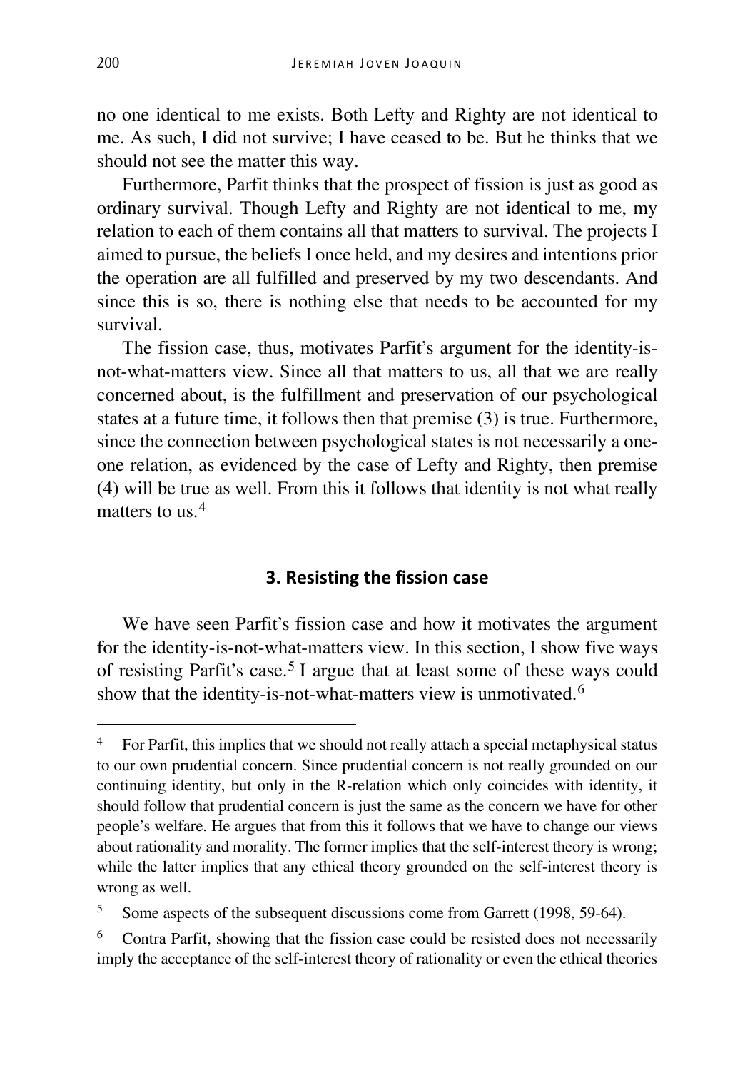no one identical to me exists. Both Lefty and Righty are not identical to me. As such, I did not survive; I have ceased to be. But he thinks that we should not see the matter this way.

Furthermore, Parfit thinks that the prospect of fission is just as good as ordinary survival. Though Lefty and Righty are not identical to me, my relation to each of them contains all that matters to survival. The projects I aimed to pursue, the beliefs I once held, and my desires and intentions prior the operation are all fulfilled and preserved by my two descendants. And since this is so, there is nothing else that needs to be accounted for my survival.

The fission case, thus, motivates Parfit's argument for the identity-is-not-what-matters view. Since all that matters to us, all that we are really concerned about, is the fulfillment and preservation of our psychological states at a future time, it follows then that premise (3) is true. Furthermore, since the connection between psychological states is not necessarily a one-one relation, as evidenced by the case of Lefty and Righty, then premise (4) will be true as well. From this it follows that identity is not what really matters to us.[4]

## 3. Resisting the fission case

We have seen Parfit's fission case and how it motivates the argument for the identity-is-not-what-matters view. In this section, I show five ways of resisting Parfit's case.[5] I argue that at least some of these ways could show that the identity-is-not-what-matters view is unmotivated.[6]

---

[4] For Parfit, this implies that we should not really attach a special metaphysical status to our own prudential concern. Since prudential concern is not really grounded on our continuing identity, but only in the R-relation which only coincides with identity, it should follow that prudential concern is just the same as the concern we have for other people's welfare. He argues that from this it follows that we have to change our views about rationality and morality. The former implies that the self-interest theory is wrong; while the latter implies that any ethical theory grounded on the self-interest theory is wrong as well.

[5] Some aspects of the subsequent discussions come from Garrett (1998, 59-64).

[6] Contra Parfit, showing that the fission case could be resisted does not necessarily imply the acceptance of the self-interest theory of rationality or even the ethical theories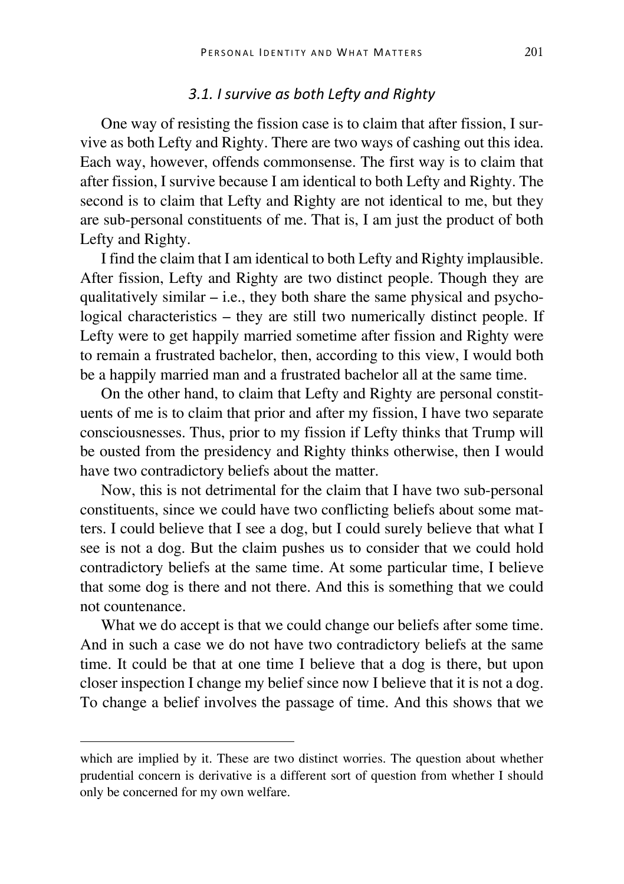### *3.1. I survive as both Lefty and Righty*

One way of resisting the fission case is to claim that after fission, I survive as both Lefty and Righty. There are two ways of cashing out this idea. Each way, however, offends commonsense. The first way is to claim that after fission, I survive because I am identical to both Lefty and Righty. The second is to claim that Lefty and Righty are not identical to me, but they are sub-personal constituents of me. That is, I am just the product of both Lefty and Righty.

I find the claim that I am identical to both Lefty and Righty implausible. After fission, Lefty and Righty are two distinct people. Though they are qualitatively similar – i.e., they both share the same physical and psychological characteristics – they are still two numerically distinct people. If Lefty were to get happily married sometime after fission and Righty were to remain a frustrated bachelor, then, according to this view, I would both be a happily married man and a frustrated bachelor all at the same time.

On the other hand, to claim that Lefty and Righty are personal constituents of me is to claim that prior and after my fission, I have two separate consciousnesses. Thus, prior to my fission if Lefty thinks that Trump will be ousted from the presidency and Righty thinks otherwise, then I would have two contradictory beliefs about the matter.

Now, this is not detrimental for the claim that I have two sub-personal constituents, since we could have two conflicting beliefs about some matters. I could believe that I see a dog, but I could surely believe that what I see is not a dog. But the claim pushes us to consider that we could hold contradictory beliefs at the same time. At some particular time, I believe that some dog is there and not there. And this is something that we could not countenance.

What we do accept is that we could change our beliefs after some time. And in such a case we do not have two contradictory beliefs at the same time. It could be that at one time I believe that a dog is there, but upon closer inspection I change my belief since now I believe that it is not a dog. To change a belief involves the passage of time. And this shows that we

---

which are implied by it. These are two distinct worries. The question about whether prudential concern is derivative is a different sort of question from whether I should only be concerned for my own welfare.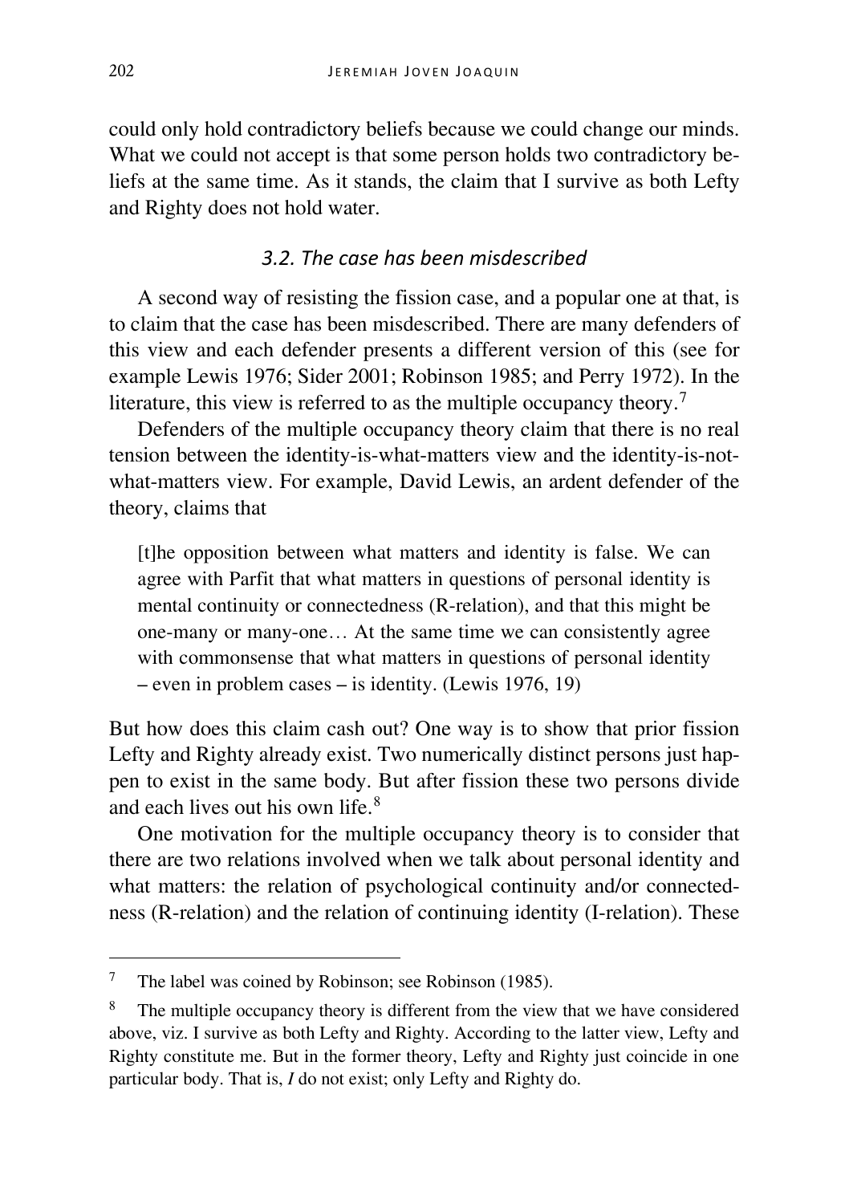could only hold contradictory beliefs because we could change our minds. What we could not accept is that some person holds two contradictory beliefs at the same time. As it stands, the claim that I survive as both Lefty and Righty does not hold water.

### *3.2. The case has been misdescribed*

A second way of resisting the fission case, and a popular one at that, is to claim that the case has been misdescribed. There are many defenders of this view and each defender presents a different version of this (see for example Lewis 1976; Sider 2001; Robinson 1985; and Perry 1972). In the literature, this view is referred to as the multiple occupancy theory.[7]

Defenders of the multiple occupancy theory claim that there is no real tension between the identity-is-what-matters view and the identity-is-not-what-matters view. For example, David Lewis, an ardent defender of the theory, claims that

> [t]he opposition between what matters and identity is false. We can agree with Parfit that what matters in questions of personal identity is mental continuity or connectedness (R-relation), and that this might be one-many or many-one… At the same time we can consistently agree with commonsense that what matters in questions of personal identity – even in problem cases – is identity. (Lewis 1976, 19)

But how does this claim cash out? One way is to show that prior fission Lefty and Righty already exist. Two numerically distinct persons just happen to exist in the same body. But after fission these two persons divide and each lives out his own life.[8]

One motivation for the multiple occupancy theory is to consider that there are two relations involved when we talk about personal identity and what matters: the relation of psychological continuity and/or connectedness (R-relation) and the relation of continuing identity (I-relation). These

---

[7] The label was coined by Robinson; see Robinson (1985).

[8] The multiple occupancy theory is different from the view that we have considered above, viz. I survive as both Lefty and Righty. According to the latter view, Lefty and Righty constitute me. But in the former theory, Lefty and Righty just coincide in one particular body. That is, *I* do not exist; only Lefty and Righty do.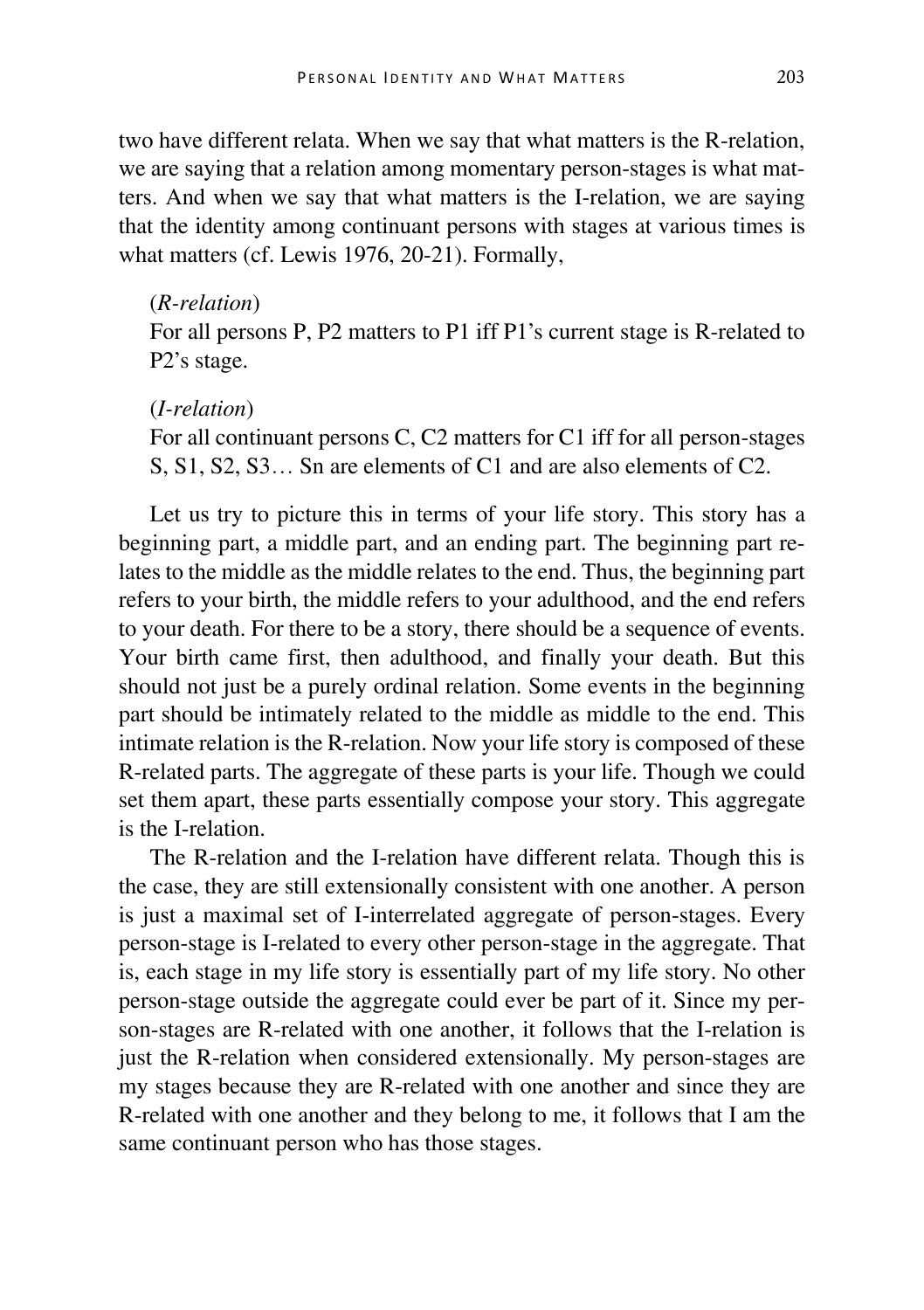two have different relata. When we say that what matters is the R-relation, we are saying that a relation among momentary person-stages is what matters. And when we say that what matters is the I-relation, we are saying that the identity among continuant persons with stages at various times is what matters (cf. Lewis 1976, 20-21). Formally,

> (*R-relation*)
> For all persons P, P2 matters to P1 iff P1's current stage is R-related to P2's stage.
>
> (*I-relation*)
> For all continuant persons C, C2 matters for C1 iff for all person-stages S, S1, S2, S3… Sn are elements of C1 and are also elements of C2.

Let us try to picture this in terms of your life story. This story has a beginning part, a middle part, and an ending part. The beginning part relates to the middle as the middle relates to the end. Thus, the beginning part refers to your birth, the middle refers to your adulthood, and the end refers to your death. For there to be a story, there should be a sequence of events. Your birth came first, then adulthood, and finally your death. But this should not just be a purely ordinal relation. Some events in the beginning part should be intimately related to the middle as middle to the end. This intimate relation is the R-relation. Now your life story is composed of these R-related parts. The aggregate of these parts is your life. Though we could set them apart, these parts essentially compose your story. This aggregate is the I-relation.

The R-relation and the I-relation have different relata. Though this is the case, they are still extensionally consistent with one another. A person is just a maximal set of I-interrelated aggregate of person-stages. Every person-stage is I-related to every other person-stage in the aggregate. That is, each stage in my life story is essentially part of my life story. No other person-stage outside the aggregate could ever be part of it. Since my person-stages are R-related with one another, it follows that the I-relation is just the R-relation when considered extensionally. My person-stages are my stages because they are R-related with one another and since they are R-related with one another and they belong to me, it follows that I am the same continuant person who has those stages.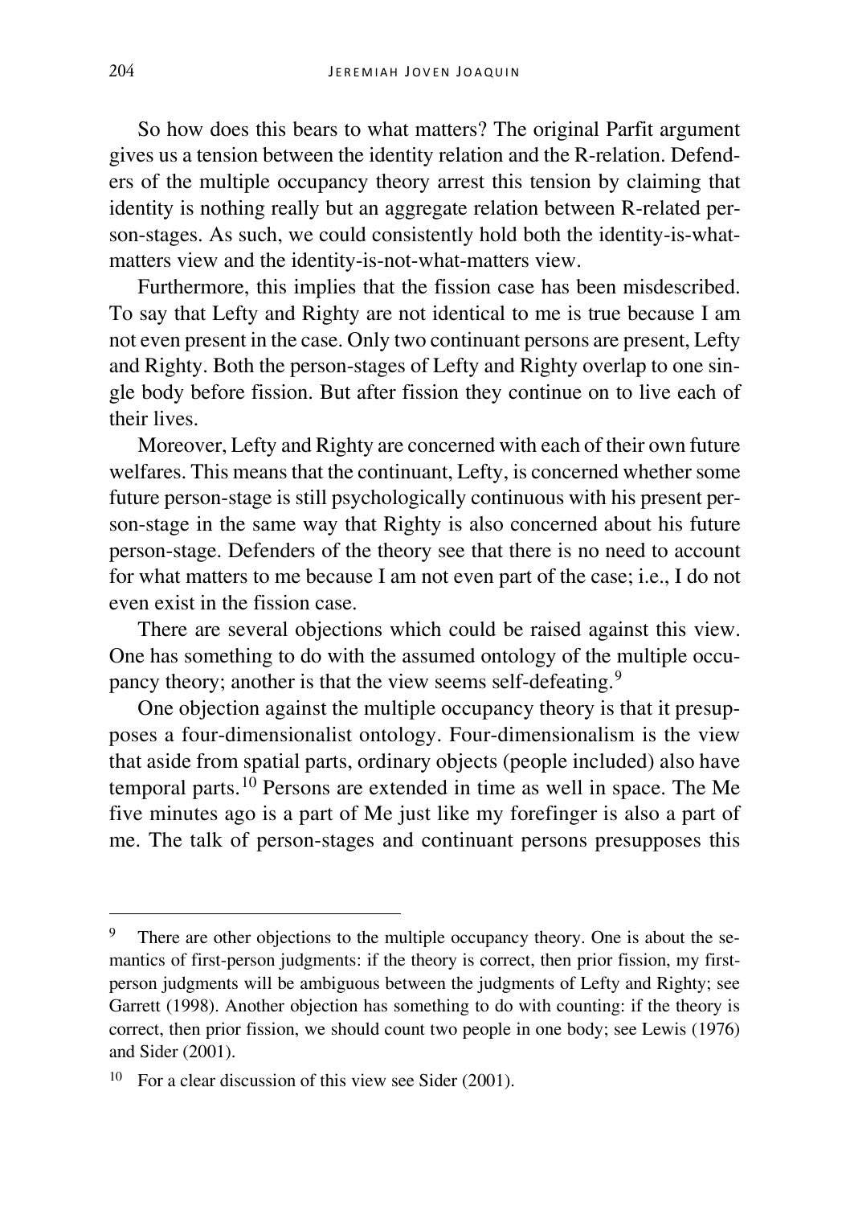So how does this bears to what matters? The original Parfit argument gives us a tension between the identity relation and the R-relation. Defenders of the multiple occupancy theory arrest this tension by claiming that identity is nothing really but an aggregate relation between R-related person-stages. As such, we could consistently hold both the identity-is-what-matters view and the identity-is-not-what-matters view.

Furthermore, this implies that the fission case has been misdescribed. To say that Lefty and Righty are not identical to me is true because I am not even present in the case. Only two continuant persons are present, Lefty and Righty. Both the person-stages of Lefty and Righty overlap to one single body before fission. But after fission they continue on to live each of their lives.

Moreover, Lefty and Righty are concerned with each of their own future welfares. This means that the continuant, Lefty, is concerned whether some future person-stage is still psychologically continuous with his present person-stage in the same way that Righty is also concerned about his future person-stage. Defenders of the theory see that there is no need to account for what matters to me because I am not even part of the case; i.e., I do not even exist in the fission case.

There are several objections which could be raised against this view. One has something to do with the assumed ontology of the multiple occupancy theory; another is that the view seems self-defeating.[9]

One objection against the multiple occupancy theory is that it presupposes a four-dimensionalist ontology. Four-dimensionalism is the view that aside from spatial parts, ordinary objects (people included) also have temporal parts.[10] Persons are extended in time as well in space. The Me five minutes ago is a part of Me just like my forefinger is also a part of me. The talk of person-stages and continuant persons presupposes this

---

[9] There are other objections to the multiple occupancy theory. One is about the semantics of first-person judgments: if the theory is correct, then prior fission, my first-person judgments will be ambiguous between the judgments of Lefty and Righty; see Garrett (1998). Another objection has something to do with counting: if the theory is correct, then prior fission, we should count two people in one body; see Lewis (1976) and Sider (2001).

[10] For a clear discussion of this view see Sider (2001).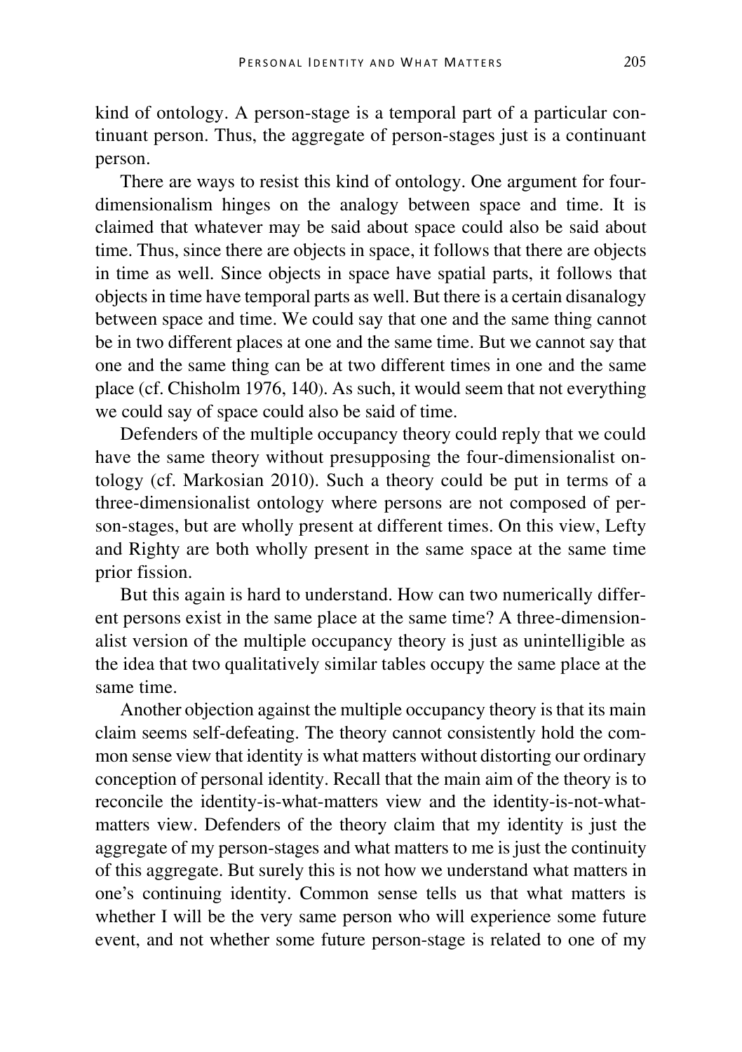kind of ontology. A person-stage is a temporal part of a particular continuant person. Thus, the aggregate of person-stages just is a continuant person.

There are ways to resist this kind of ontology. One argument for four-dimensionalism hinges on the analogy between space and time. It is claimed that whatever may be said about space could also be said about time. Thus, since there are objects in space, it follows that there are objects in time as well. Since objects in space have spatial parts, it follows that objects in time have temporal parts as well. But there is a certain disanalogy between space and time. We could say that one and the same thing cannot be in two different places at one and the same time. But we cannot say that one and the same thing can be at two different times in one and the same place (cf. Chisholm 1976, 140). As such, it would seem that not everything we could say of space could also be said of time.

Defenders of the multiple occupancy theory could reply that we could have the same theory without presupposing the four-dimensionalist ontology (cf. Markosian 2010). Such a theory could be put in terms of a three-dimensionalist ontology where persons are not composed of person-stages, but are wholly present at different times. On this view, Lefty and Righty are both wholly present in the same space at the same time prior fission.

But this again is hard to understand. How can two numerically different persons exist in the same place at the same time? A three-dimensionalist version of the multiple occupancy theory is just as unintelligible as the idea that two qualitatively similar tables occupy the same place at the same time.

Another objection against the multiple occupancy theory is that its main claim seems self-defeating. The theory cannot consistently hold the common sense view that identity is what matters without distorting our ordinary conception of personal identity. Recall that the main aim of the theory is to reconcile the identity-is-what-matters view and the identity-is-not-what-matters view. Defenders of the theory claim that my identity is just the aggregate of my person-stages and what matters to me is just the continuity of this aggregate. But surely this is not how we understand what matters in one's continuing identity. Common sense tells us that what matters is whether I will be the very same person who will experience some future event, and not whether some future person-stage is related to one of my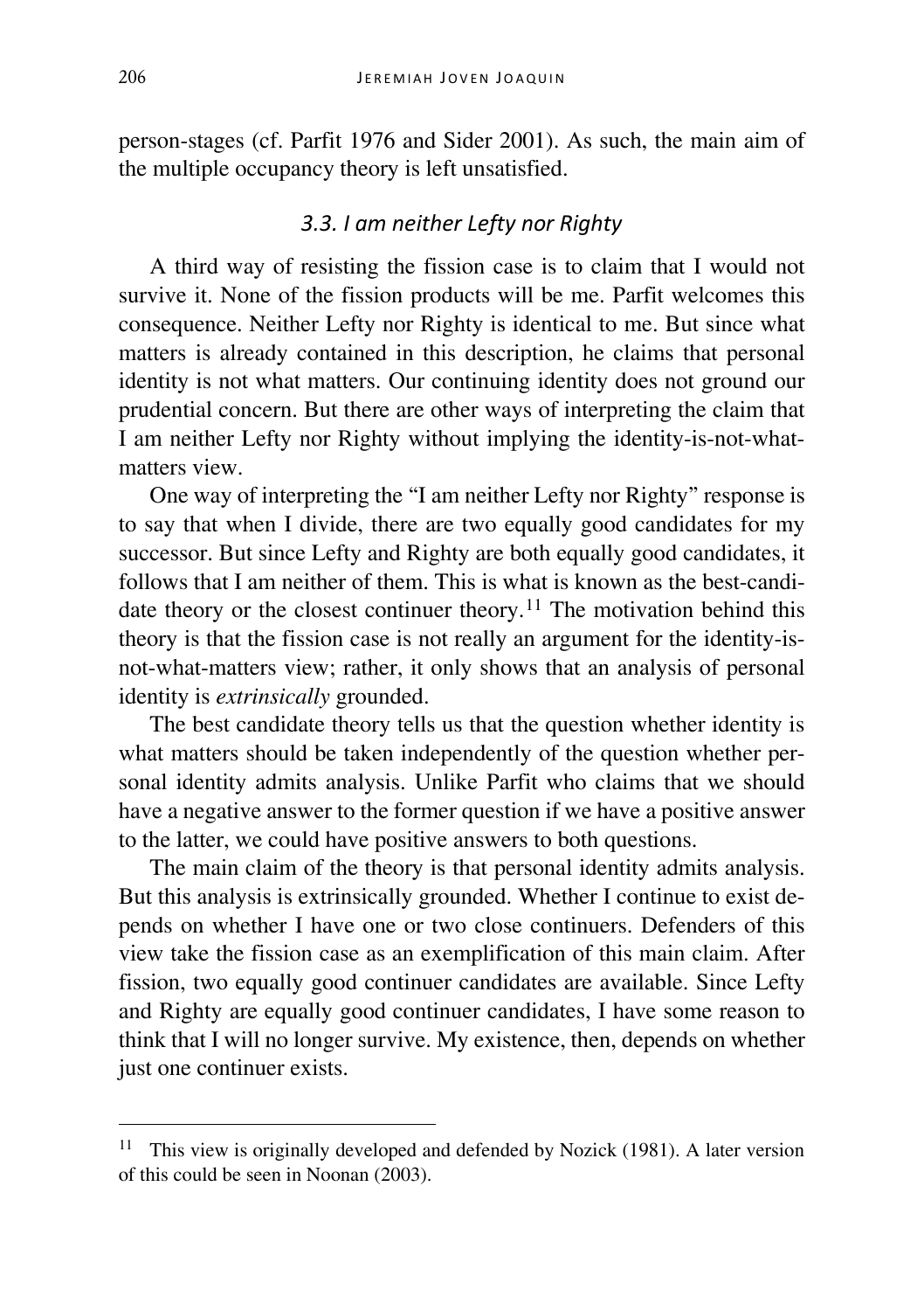person-stages (cf. Parfit 1976 and Sider 2001). As such, the main aim of the multiple occupancy theory is left unsatisfied.

### *3.3. I am neither Lefty nor Righty*

A third way of resisting the fission case is to claim that I would not survive it. None of the fission products will be me. Parfit welcomes this consequence. Neither Lefty nor Righty is identical to me. But since what matters is already contained in this description, he claims that personal identity is not what matters. Our continuing identity does not ground our prudential concern. But there are other ways of interpreting the claim that I am neither Lefty nor Righty without implying the identity-is-not-what-matters view.

One way of interpreting the "I am neither Lefty nor Righty" response is to say that when I divide, there are two equally good candidates for my successor. But since Lefty and Righty are both equally good candidates, it follows that I am neither of them. This is what is known as the best-candidate theory or the closest continuer theory.[11] The motivation behind this theory is that the fission case is not really an argument for the identity-is-not-what-matters view; rather, it only shows that an analysis of personal identity is *extrinsically* grounded.

The best candidate theory tells us that the question whether identity is what matters should be taken independently of the question whether personal identity admits analysis. Unlike Parfit who claims that we should have a negative answer to the former question if we have a positive answer to the latter, we could have positive answers to both questions.

The main claim of the theory is that personal identity admits analysis. But this analysis is extrinsically grounded. Whether I continue to exist depends on whether I have one or two close continuers. Defenders of this view take the fission case as an exemplification of this main claim. After fission, two equally good continuer candidates are available. Since Lefty and Righty are equally good continuer candidates, I have some reason to think that I will no longer survive. My existence, then, depends on whether just one continuer exists.

---

[11] This view is originally developed and defended by Nozick (1981). A later version of this could be seen in Noonan (2003).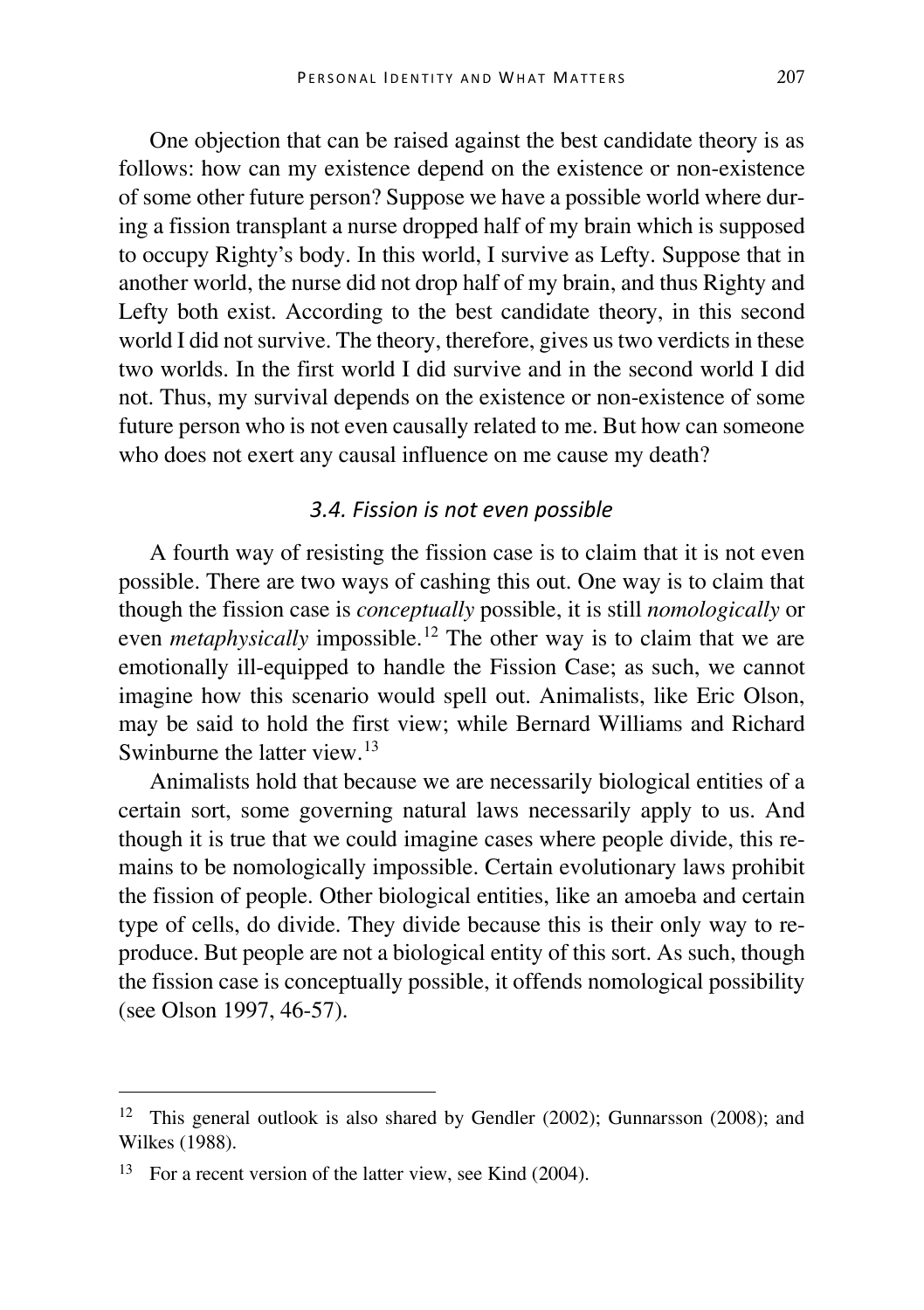One objection that can be raised against the best candidate theory is as follows: how can my existence depend on the existence or non-existence of some other future person? Suppose we have a possible world where during a fission transplant a nurse dropped half of my brain which is supposed to occupy Righty's body. In this world, I survive as Lefty. Suppose that in another world, the nurse did not drop half of my brain, and thus Righty and Lefty both exist. According to the best candidate theory, in this second world I did not survive. The theory, therefore, gives us two verdicts in these two worlds. In the first world I did survive and in the second world I did not. Thus, my survival depends on the existence or non-existence of some future person who is not even causally related to me. But how can someone who does not exert any causal influence on me cause my death?

### *3.4. Fission is not even possible*

A fourth way of resisting the fission case is to claim that it is not even possible. There are two ways of cashing this out. One way is to claim that though the fission case is *conceptually* possible, it is still *nomologically* or even *metaphysically* impossible.[12] The other way is to claim that we are emotionally ill-equipped to handle the Fission Case; as such, we cannot imagine how this scenario would spell out. Animalists, like Eric Olson, may be said to hold the first view; while Bernard Williams and Richard Swinburne the latter view.[13]

Animalists hold that because we are necessarily biological entities of a certain sort, some governing natural laws necessarily apply to us. And though it is true that we could imagine cases where people divide, this remains to be nomologically impossible. Certain evolutionary laws prohibit the fission of people. Other biological entities, like an amoeba and certain type of cells, do divide. They divide because this is their only way to reproduce. But people are not a biological entity of this sort. As such, though the fission case is conceptually possible, it offends nomological possibility (see Olson 1997, 46-57).

---

[12] This general outlook is also shared by Gendler (2002); Gunnarsson (2008); and Wilkes (1988).

[13] For a recent version of the latter view, see Kind (2004).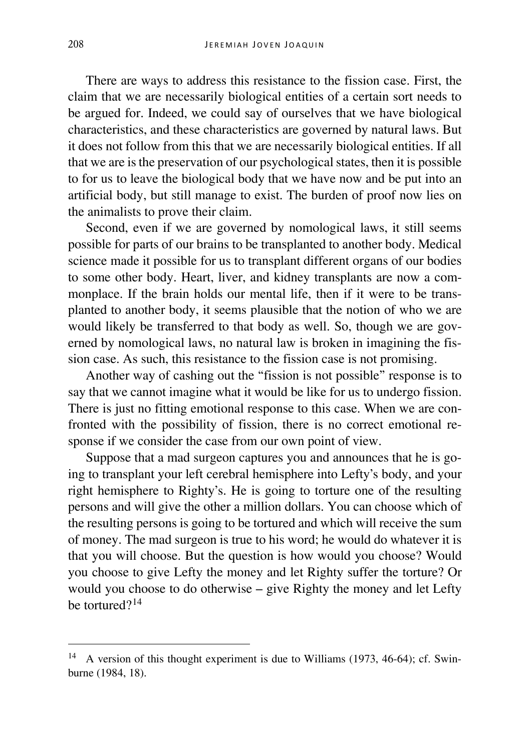There are ways to address this resistance to the fission case. First, the claim that we are necessarily biological entities of a certain sort needs to be argued for. Indeed, we could say of ourselves that we have biological characteristics, and these characteristics are governed by natural laws. But it does not follow from this that we are necessarily biological entities. If all that we are is the preservation of our psychological states, then it is possible to for us to leave the biological body that we have now and be put into an artificial body, but still manage to exist. The burden of proof now lies on the animalists to prove their claim.

Second, even if we are governed by nomological laws, it still seems possible for parts of our brains to be transplanted to another body. Medical science made it possible for us to transplant different organs of our bodies to some other body. Heart, liver, and kidney transplants are now a commonplace. If the brain holds our mental life, then if it were to be transplanted to another body, it seems plausible that the notion of who we are would likely be transferred to that body as well. So, though we are governed by nomological laws, no natural law is broken in imagining the fission case. As such, this resistance to the fission case is not promising.

Another way of cashing out the "fission is not possible" response is to say that we cannot imagine what it would be like for us to undergo fission. There is just no fitting emotional response to this case. When we are confronted with the possibility of fission, there is no correct emotional response if we consider the case from our own point of view.

Suppose that a mad surgeon captures you and announces that he is going to transplant your left cerebral hemisphere into Lefty's body, and your right hemisphere to Righty's. He is going to torture one of the resulting persons and will give the other a million dollars. You can choose which of the resulting persons is going to be tortured and which will receive the sum of money. The mad surgeon is true to his word; he would do whatever it is that you will choose. But the question is how would you choose? Would you choose to give Lefty the money and let Righty suffer the torture? Or would you choose to do otherwise – give Righty the money and let Lefty be tortured?[14]

---

[14] A version of this thought experiment is due to Williams (1973, 46-64); cf. Swinburne (1984, 18).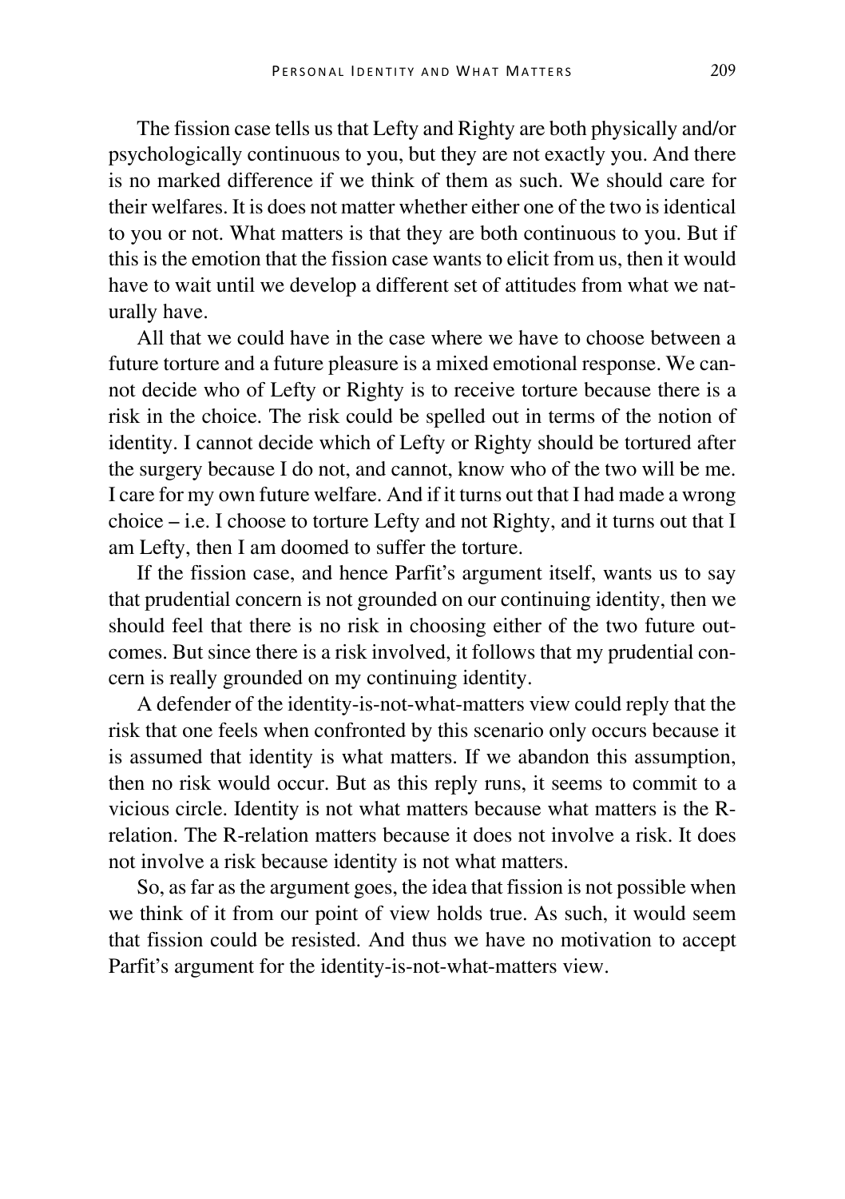The fission case tells us that Lefty and Righty are both physically and/or psychologically continuous to you, but they are not exactly you. And there is no marked difference if we think of them as such. We should care for their welfares. It is does not matter whether either one of the two is identical to you or not. What matters is that they are both continuous to you. But if this is the emotion that the fission case wants to elicit from us, then it would have to wait until we develop a different set of attitudes from what we naturally have.

All that we could have in the case where we have to choose between a future torture and a future pleasure is a mixed emotional response. We cannot decide who of Lefty or Righty is to receive torture because there is a risk in the choice. The risk could be spelled out in terms of the notion of identity. I cannot decide which of Lefty or Righty should be tortured after the surgery because I do not, and cannot, know who of the two will be me. I care for my own future welfare. And if it turns out that I had made a wrong choice – i.e. I choose to torture Lefty and not Righty, and it turns out that I am Lefty, then I am doomed to suffer the torture.

If the fission case, and hence Parfit's argument itself, wants us to say that prudential concern is not grounded on our continuing identity, then we should feel that there is no risk in choosing either of the two future outcomes. But since there is a risk involved, it follows that my prudential concern is really grounded on my continuing identity.

A defender of the identity-is-not-what-matters view could reply that the risk that one feels when confronted by this scenario only occurs because it is assumed that identity is what matters. If we abandon this assumption, then no risk would occur. But as this reply runs, it seems to commit to a vicious circle. Identity is not what matters because what matters is the R-relation. The R-relation matters because it does not involve a risk. It does not involve a risk because identity is not what matters.

So, as far as the argument goes, the idea that fission is not possible when we think of it from our point of view holds true. As such, it would seem that fission could be resisted. And thus we have no motivation to accept Parfit's argument for the identity-is-not-what-matters view.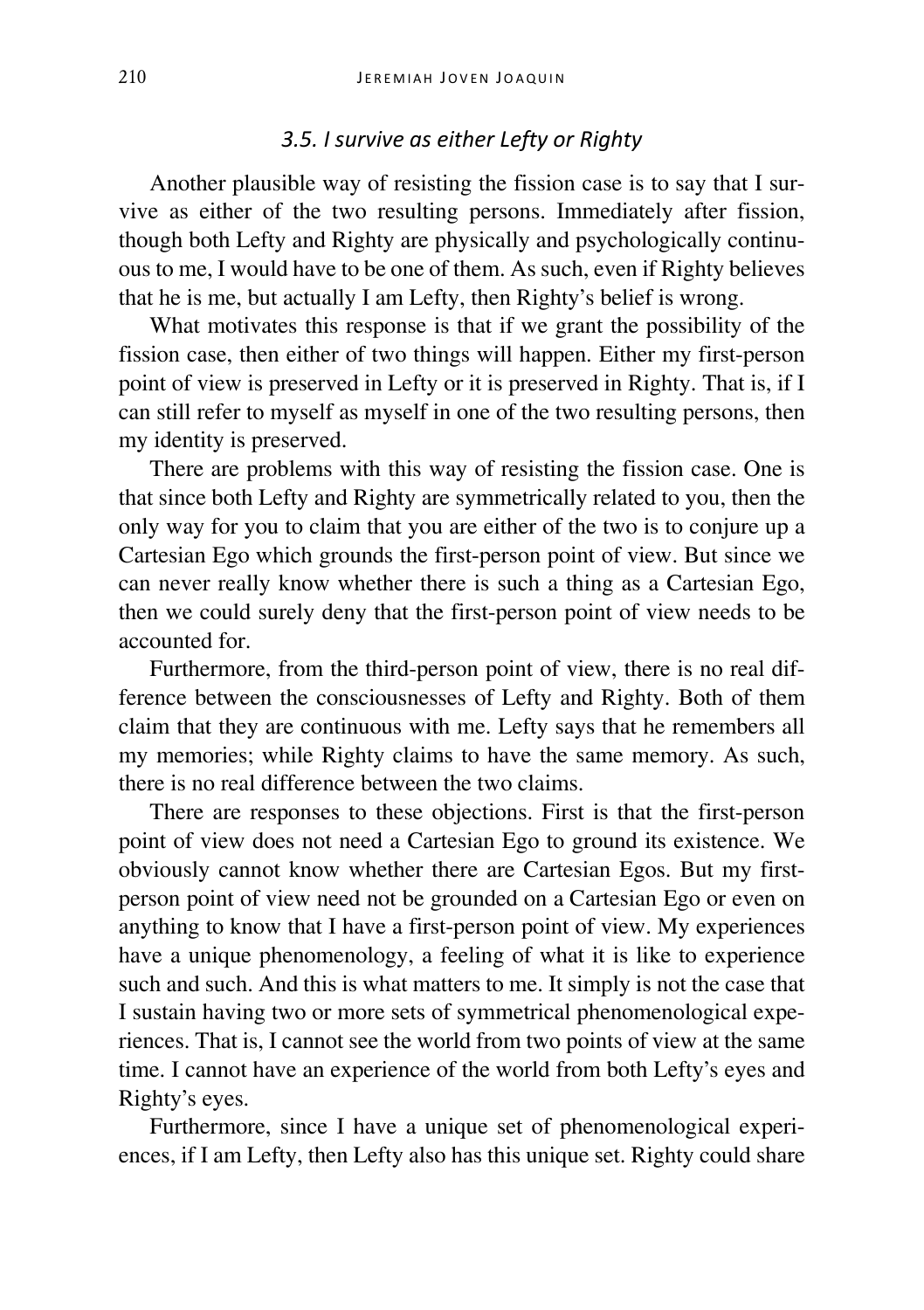### *3.5. I survive as either Lefty or Righty*

Another plausible way of resisting the fission case is to say that I survive as either of the two resulting persons. Immediately after fission, though both Lefty and Righty are physically and psychologically continuous to me, I would have to be one of them. As such, even if Righty believes that he is me, but actually I am Lefty, then Righty's belief is wrong.

What motivates this response is that if we grant the possibility of the fission case, then either of two things will happen. Either my first-person point of view is preserved in Lefty or it is preserved in Righty. That is, if I can still refer to myself as myself in one of the two resulting persons, then my identity is preserved.

There are problems with this way of resisting the fission case. One is that since both Lefty and Righty are symmetrically related to you, then the only way for you to claim that you are either of the two is to conjure up a Cartesian Ego which grounds the first-person point of view. But since we can never really know whether there is such a thing as a Cartesian Ego, then we could surely deny that the first-person point of view needs to be accounted for.

Furthermore, from the third-person point of view, there is no real difference between the consciousnesses of Lefty and Righty. Both of them claim that they are continuous with me. Lefty says that he remembers all my memories; while Righty claims to have the same memory. As such, there is no real difference between the two claims.

There are responses to these objections. First is that the first-person point of view does not need a Cartesian Ego to ground its existence. We obviously cannot know whether there are Cartesian Egos. But my first-person point of view need not be grounded on a Cartesian Ego or even on anything to know that I have a first-person point of view. My experiences have a unique phenomenology, a feeling of what it is like to experience such and such. And this is what matters to me. It simply is not the case that I sustain having two or more sets of symmetrical phenomenological experiences. That is, I cannot see the world from two points of view at the same time. I cannot have an experience of the world from both Lefty's eyes and Righty's eyes.

Furthermore, since I have a unique set of phenomenological experiences, if I am Lefty, then Lefty also has this unique set. Righty could share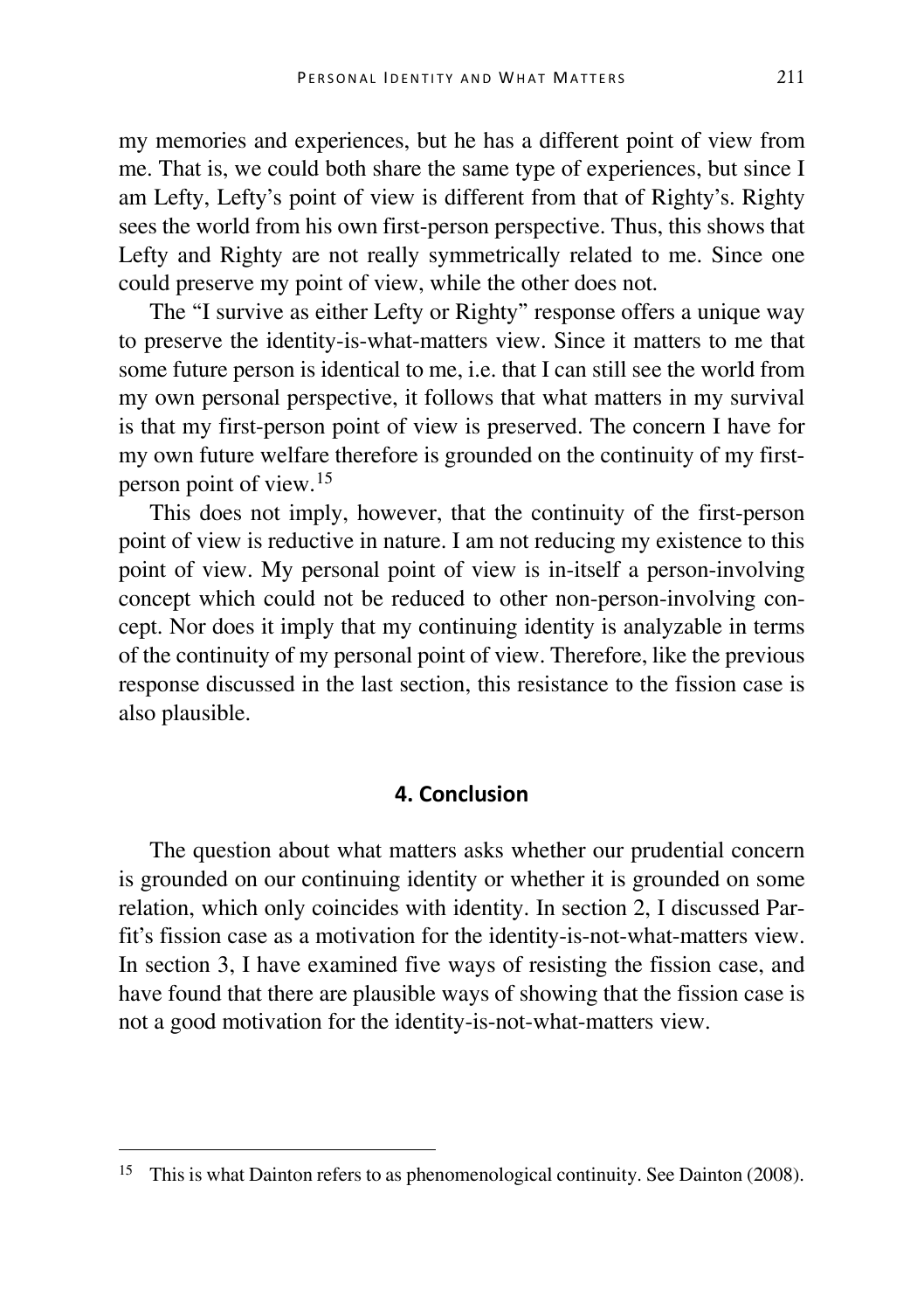my memories and experiences, but he has a different point of view from me. That is, we could both share the same type of experiences, but since I am Lefty, Lefty's point of view is different from that of Righty's. Righty sees the world from his own first-person perspective. Thus, this shows that Lefty and Righty are not really symmetrically related to me. Since one could preserve my point of view, while the other does not.

The "I survive as either Lefty or Righty" response offers a unique way to preserve the identity-is-what-matters view. Since it matters to me that some future person is identical to me, i.e. that I can still see the world from my own personal perspective, it follows that what matters in my survival is that my first-person point of view is preserved. The concern I have for my own future welfare therefore is grounded on the continuity of my first-person point of view.[15]

This does not imply, however, that the continuity of the first-person point of view is reductive in nature. I am not reducing my existence to this point of view. My personal point of view is in-itself a person-involving concept which could not be reduced to other non-person-involving concept. Nor does it imply that my continuing identity is analyzable in terms of the continuity of my personal point of view. Therefore, like the previous response discussed in the last section, this resistance to the fission case is also plausible.

## 4. Conclusion

The question about what matters asks whether our prudential concern is grounded on our continuing identity or whether it is grounded on some relation, which only coincides with identity. In section 2, I discussed Parfit's fission case as a motivation for the identity-is-not-what-matters view. In section 3, I have examined five ways of resisting the fission case, and have found that there are plausible ways of showing that the fission case is not a good motivation for the identity-is-not-what-matters view.

---

[15] This is what Dainton refers to as phenomenological continuity. See Dainton (2008).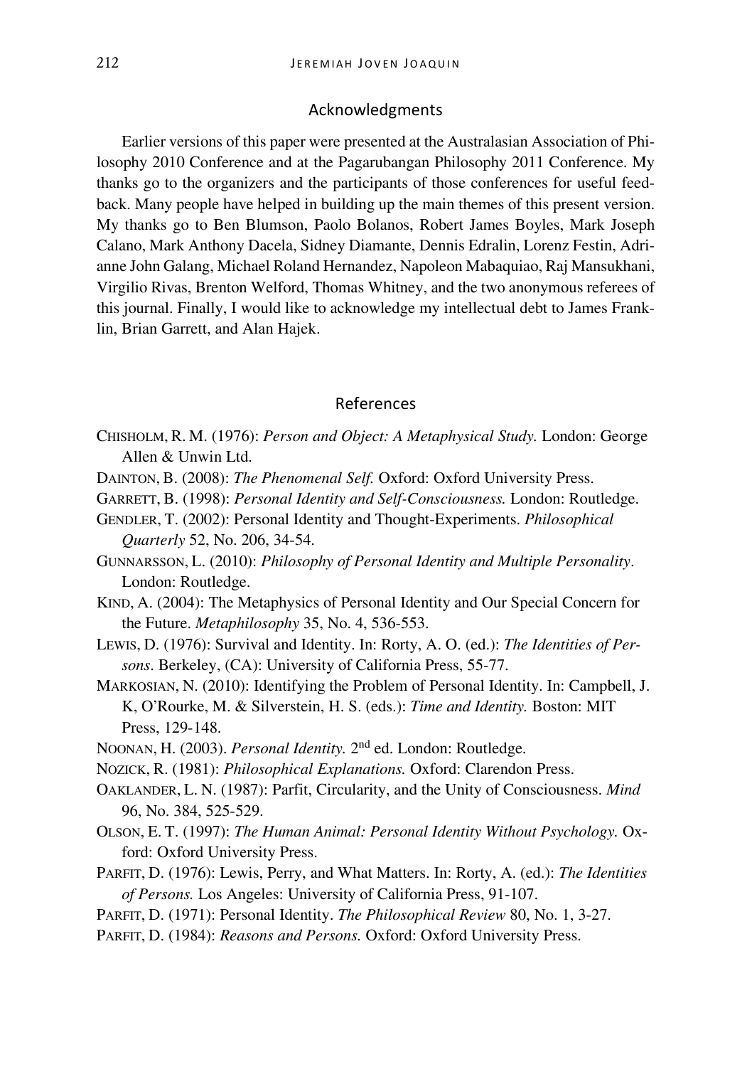## Acknowledgments

Earlier versions of this paper were presented at the Australasian Association of Philosophy 2010 Conference and at the Pagarubangan Philosophy 2011 Conference. My thanks go to the organizers and the participants of those conferences for useful feedback. Many people have helped in building up the main themes of this present version. My thanks go to Ben Blumson, Paolo Bolanos, Robert James Boyles, Mark Joseph Calano, Mark Anthony Dacela, Sidney Diamante, Dennis Edralin, Lorenz Festin, Adrianne John Galang, Michael Roland Hernandez, Napoleon Mabaquiao, Raj Mansukhani, Virgilio Rivas, Brenton Welford, Thomas Whitney, and the two anonymous referees of this journal. Finally, I would like to acknowledge my intellectual debt to James Franklin, Brian Garrett, and Alan Hajek.

## References

CHISHOLM, R. M. (1976): *Person and Object: A Metaphysical Study.* London: George Allen & Unwin Ltd.

DAINTON, B. (2008): *The Phenomenal Self.* Oxford: Oxford University Press.

GARRETT, B. (1998): *Personal Identity and Self-Consciousness.* London: Routledge.

GENDLER, T. (2002): Personal Identity and Thought-Experiments. *Philosophical Quarterly* 52, No. 206, 34-54.

GUNNARSSON, L. (2010): *Philosophy of Personal Identity and Multiple Personality*. London: Routledge.

KIND, A. (2004): The Metaphysics of Personal Identity and Our Special Concern for the Future. *Metaphilosophy* 35, No. 4, 536-553.

LEWIS, D. (1976): Survival and Identity. In: Rorty, A. O. (ed.): *The Identities of Persons*. Berkeley, (CA): University of California Press, 55-77.

MARKOSIAN, N. (2010): Identifying the Problem of Personal Identity. In: Campbell, J. K, O'Rourke, M. & Silverstein, H. S. (eds.): *Time and Identity.* Boston: MIT Press, 129-148.

NOONAN, H. (2003). *Personal Identity.* 2nd ed. London: Routledge.

NOZICK, R. (1981): *Philosophical Explanations.* Oxford: Clarendon Press.

OAKLANDER, L. N. (1987): Parfit, Circularity, and the Unity of Consciousness. *Mind* 96, No. 384, 525-529.

OLSON, E. T. (1997): *The Human Animal: Personal Identity Without Psychology.* Oxford: Oxford University Press.

PARFIT, D. (1976): Lewis, Perry, and What Matters. In: Rorty, A. (ed.): *The Identities of Persons.* Los Angeles: University of California Press, 91-107.

PARFIT, D. (1971): Personal Identity. *The Philosophical Review* 80, No. 1, 3-27.

PARFIT, D. (1984): *Reasons and Persons.* Oxford: Oxford University Press.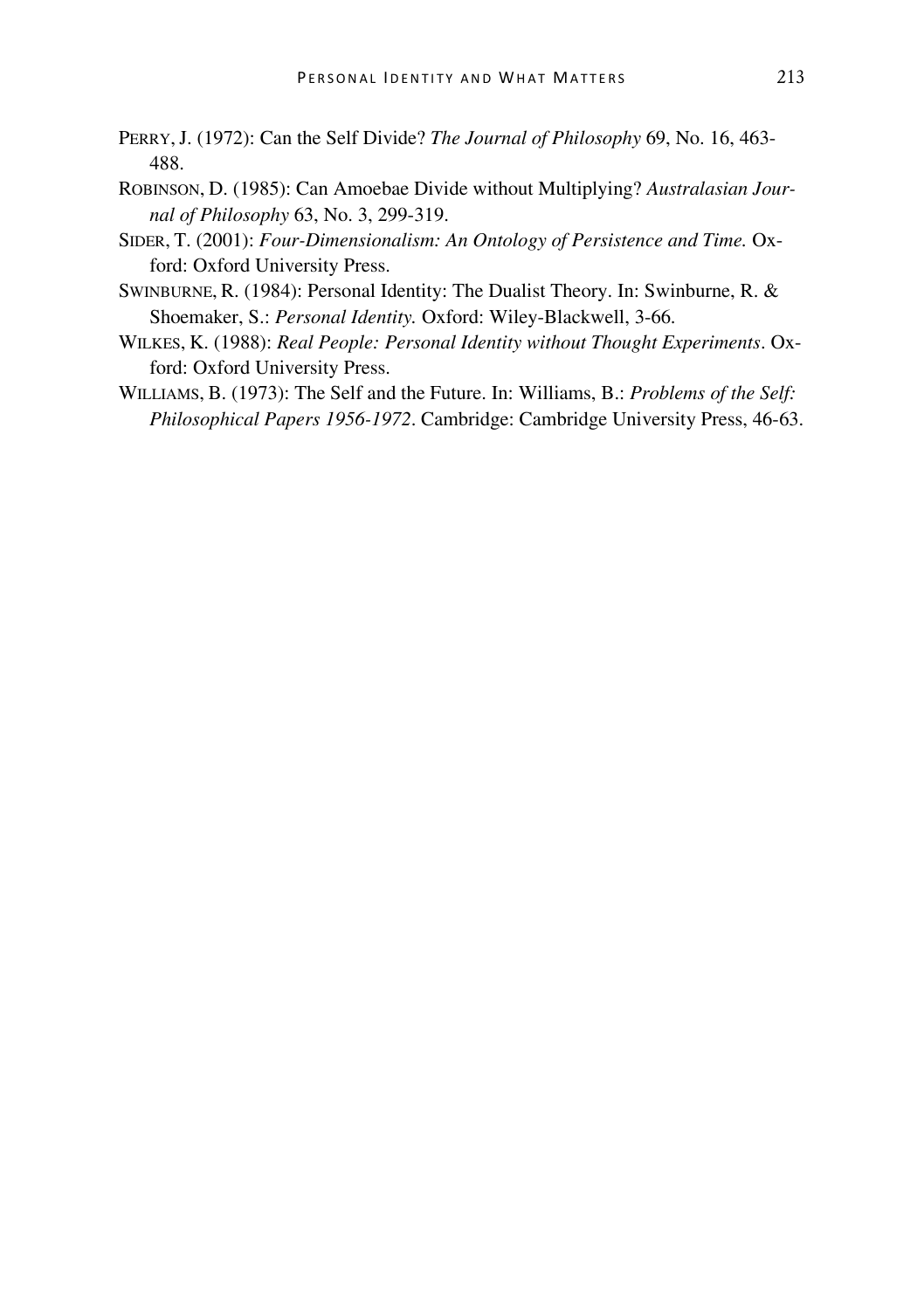PERRY, J. (1972): Can the Self Divide? *The Journal of Philosophy* 69, No. 16, 463-488.

ROBINSON, D. (1985): Can Amoebae Divide without Multiplying? *Australasian Journal of Philosophy* 63, No. 3, 299-319.

SIDER, T. (2001): *Four-Dimensionalism: An Ontology of Persistence and Time.* Oxford: Oxford University Press.

SWINBURNE, R. (1984): Personal Identity: The Dualist Theory. In: Swinburne, R. & Shoemaker, S.: *Personal Identity.* Oxford: Wiley-Blackwell, 3-66.

WILKES, K. (1988): *Real People: Personal Identity without Thought Experiments*. Oxford: Oxford University Press.

WILLIAMS, B. (1973): The Self and the Future. In: Williams, B.: *Problems of the Self: Philosophical Papers 1956-1972*. Cambridge: Cambridge University Press, 46-63.